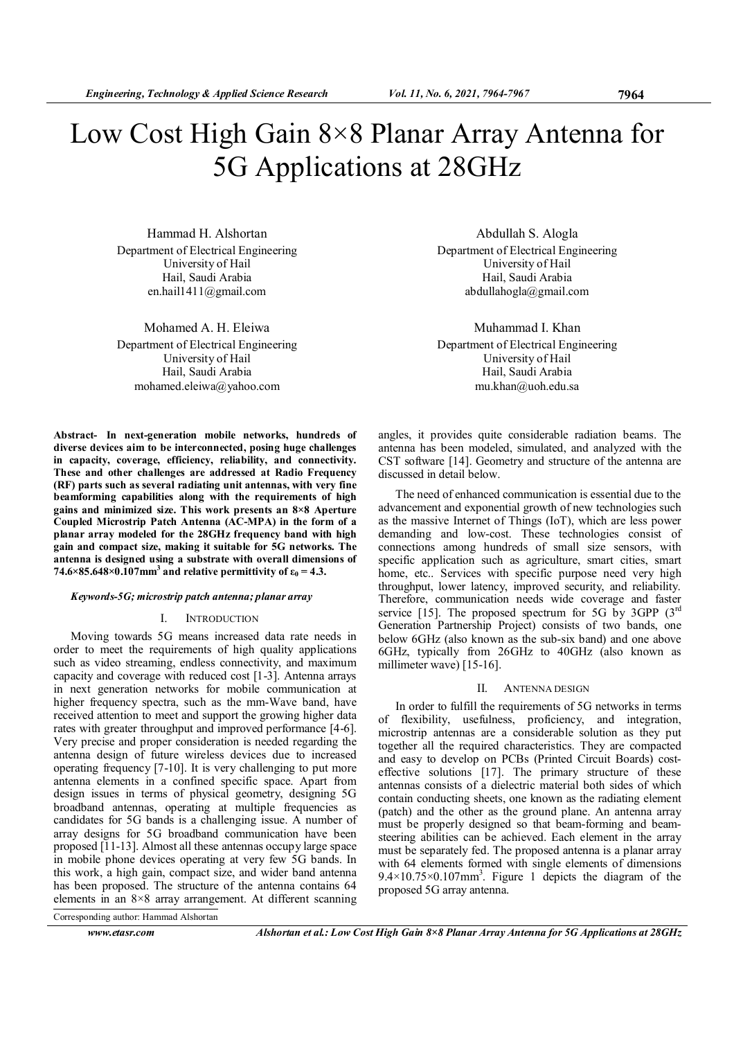# Low Cost High Gain 8×8 Planar Array Antenna for 5G Applications at 28GHz

Hammad H. Alshortan
Department of Electrical Engineering
University of Hail
Hail, Saudi Arabia
en.hail1411@gmail.com

Abdullah S. Alogla
Department of Electrical Engineering
University of Hail
Hail, Saudi Arabia
abdullahogla@gmail.com

Mohamed A. H. Eleiwa
Department of Electrical Engineering
University of Hail
Hail, Saudi Arabia
mohamed.eleiwa@yahoo.com

Muhammad I. Khan
Department of Electrical Engineering
University of Hail
Hail, Saudi Arabia
mu.khan@uoh.edu.sa

**Abstract- In next-generation mobile networks, hundreds of diverse devices aim to be interconnected, posing huge challenges in capacity, coverage, efficiency, reliability, and connectivity. These and other challenges are addressed at Radio Frequency (RF) parts such as several radiating unit antennas, with very fine beamforming capabilities along with the requirements of high gains and minimized size. This work presents an 8×8 Aperture Coupled Microstrip Patch Antenna (AC-MPA) in the form of a planar array modeled for the 28GHz frequency band with high gain and compact size, making it suitable for 5G networks. The antenna is designed using a substrate with overall dimensions of 74.6×85.648×0.107mm$^3$ and relative permittivity of $\varepsilon_0 = 4.3$.**

***Keywords-5G; microstrip patch antenna; planar array***

## I. Introduction

Moving towards 5G means increased data rate needs in order to meet the requirements of high quality applications such as video streaming, endless connectivity, and maximum capacity and coverage with reduced cost [1-3]. Antenna arrays in next generation networks for mobile communication at higher frequency spectra, such as the mm-Wave band, have received attention to meet and support the growing higher data rates with greater throughput and improved performance [4-6]. Very precise and proper consideration is needed regarding the antenna design of future wireless devices due to increased operating frequency [7-10]. It is very challenging to put more antenna elements in a confined specific space. Apart from design issues in terms of physical geometry, designing 5G broadband antennas, operating at multiple frequencies as candidates for 5G bands is a challenging issue. A number of array designs for 5G broadband communication have been proposed [11-13]. Almost all these antennas occupy large space in mobile phone devices operating at very few 5G bands. In this work, a high gain, compact size, and wider band antenna has been proposed. The structure of the antenna contains 64 elements in an 8×8 array arrangement. At different scanning angles, it provides quite considerable radiation beams. The antenna has been modeled, simulated, and analyzed with the CST software [14]. Geometry and structure of the antenna are discussed in detail below.

The need of enhanced communication is essential due to the advancement and exponential growth of new technologies such as the massive Internet of Things (IoT), which are less power demanding and low-cost. These technologies consist of connections among hundreds of small size sensors, with specific application such as agriculture, smart cities, smart home, etc.. Services with specific purpose need very high throughput, lower latency, improved security, and reliability. Therefore, communication needs wide coverage and faster service [15]. The proposed spectrum for 5G by 3GPP (3$^{rd}$ Generation Partnership Project) consists of two bands, one below 6GHz (also known as the sub-six band) and one above 6GHz, typically from 26GHz to 40GHz (also known as millimeter wave) [15-16].

Corresponding author: Hammad Alshortan

## II. Antenna Design

In order to fulfill the requirements of 5G networks in terms of flexibility, usefulness, proficiency, and integration, microstrip antennas are a considerable solution as they put together all the required characteristics. They are compacted and easy to develop on PCBs (Printed Circuit Boards) cost-effective solutions [17]. The primary structure of these antennas consists of a dielectric material both sides of which contain conducting sheets, one known as the radiating element (patch) and the other as the ground plane. An antenna array must be properly designed so that beam-forming and beam-steering abilities can be achieved. Each element in the array must be separately fed. The proposed antenna is a planar array with 64 elements formed with single elements of dimensions 9.4×10.75×0.107mm$^3$. Figure 1 depicts the diagram of the proposed 5G array antenna.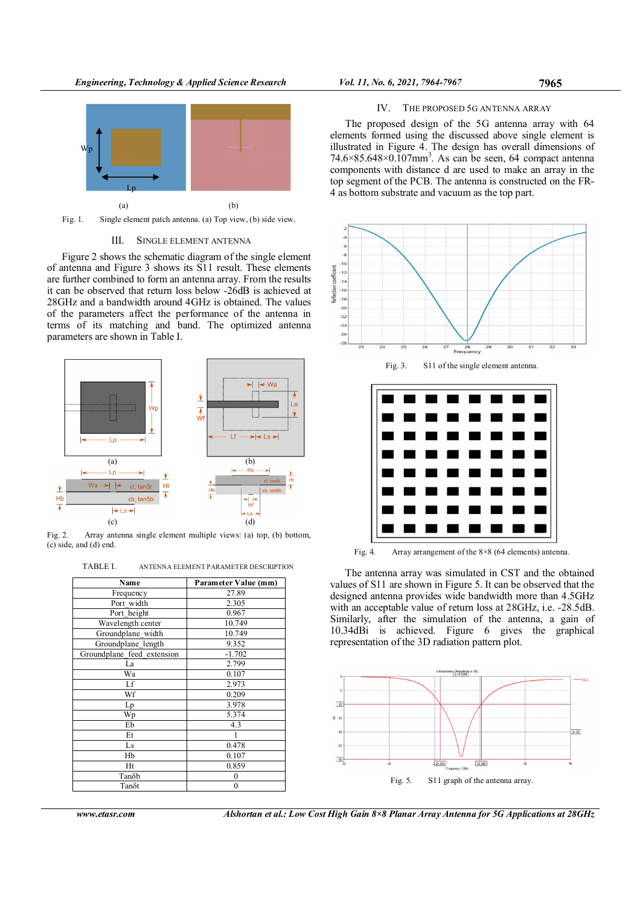Fig. 1. Single element patch antenna. (a) Top view, (b) side view.

## III. SINGLE ELEMENT ANTENNA

Figure 2 shows the schematic diagram of the single element of antenna and Figure 3 shows its S11 result. These elements are further combined to form an antenna array. From the results it can be observed that return loss below -26dB is achieved at 28GHz and a bandwidth around 4GHz is obtained. The values of the parameters affect the performance of the antenna in terms of its matching and band. The optimized antenna parameters are shown in Table I.

Fig. 2. Array antenna single element multiple views: (a) top, (b) bottom, (c) side, and (d) end.

TABLE I. ANTENNA ELEMENT PARAMETER DESCRIPTION

| Name | Parameter Value (mm) |
|---|---|
| Frequency | 27.89 |
| Port_width | 2.305 |
| Port_height | 0.967 |
| Wavelength center | 10.749 |
| Groundplane_width | 10.749 |
| Groundplane_length | 9.352 |
| Groundplane_feed_extension | -1.702 |
| La | 2.799 |
| Wa | 0.107 |
| Lf | 2.973 |
| Wf | 0.209 |
| Lp | 3.978 |
| Wp | 5.374 |
| Eb | 4.3 |
| Et | 1 |
| Ls | 0.478 |
| Hb | 0.107 |
| Ht | 0.859 |
| Tanδb | 0 |
| Tanδt | 0 |

## IV. THE PROPOSED 5G ANTENNA ARRAY

The proposed design of the 5G antenna array with 64 elements formed using the discussed above single element is illustrated in Figure 4. The design has overall dimensions of 74.6×85.648×0.107mm$^3$. As can be seen, 64 compact antenna components with distance d are used to make an array in the top segment of the PCB. The antenna is constructed on the FR-4 as bottom substrate and vacuum as the top part.

Fig. 3. S11 of the single element antenna.

Fig. 4. Array arrangement of the 8×8 (64 elements) antenna.

The antenna array was simulated in CST and the obtained values of S11 are shown in Figure 5. It can be observed that the designed antenna provides wide bandwidth more than 4.5GHz with an acceptable value of return loss at 28GHz, i.e. -28.5dB. Similarly, after the simulation of the antenna, a gain of 10.34dBi is achieved. Figure 6 gives the graphical representation of the 3D radiation pattern plot.

Fig. 5. S11 graph of the antenna array.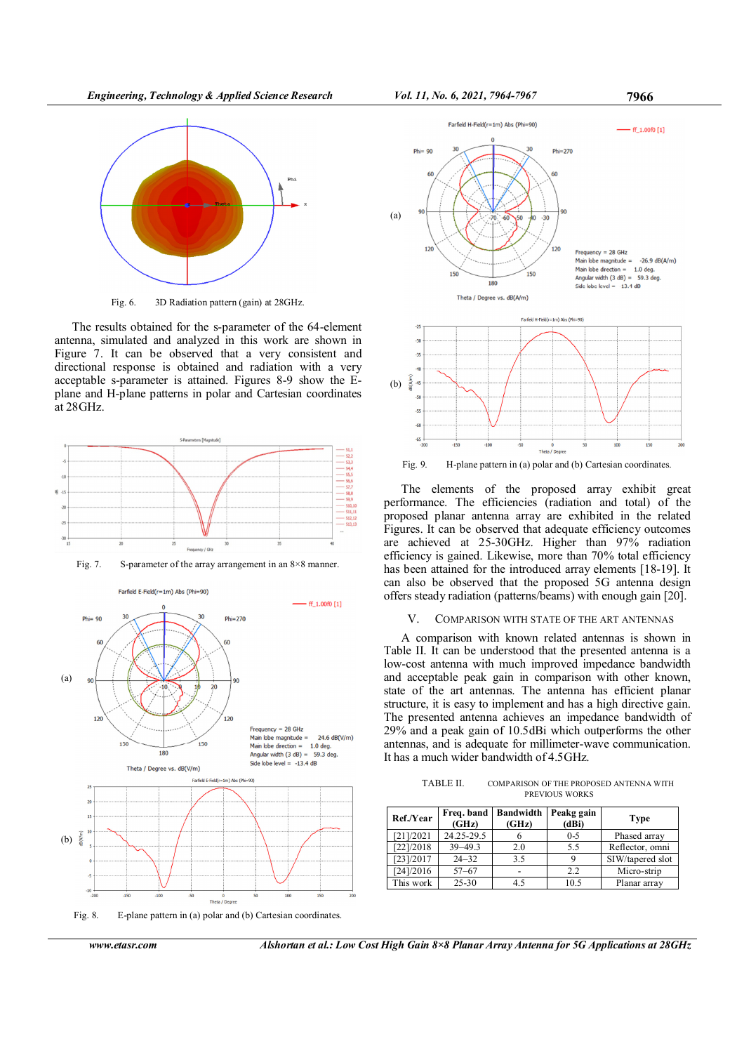Fig. 6. 3D Radiation pattern (gain) at 28GHz.

The results obtained for the s-parameter of the 64-element antenna, simulated and analyzed in this work are shown in Figure 7. It can be observed that a very consistent and directional response is obtained and radiation with a very acceptable s-parameter is attained. Figures 8-9 show the E-plane and H-plane patterns in polar and Cartesian coordinates at 28GHz.

Fig. 7. S-parameter of the array arrangement in an 8×8 manner.

Fig. 8. E-plane pattern in (a) polar and (b) Cartesian coordinates.

Fig. 9. H-plane pattern in (a) polar and (b) Cartesian coordinates.

The elements of the proposed array exhibit great performance. The efficiencies (radiation and total) of the proposed planar antenna array are exhibited in the related Figures. It can be observed that adequate efficiency outcomes are achieved at 25-30GHz. Higher than 97% radiation efficiency is gained. Likewise, more than 70% total efficiency has been attained for the introduced array elements [18-19]. It can also be observed that the proposed 5G antenna design offers steady radiation (patterns/beams) with enough gain [20].

## V. Comparison with State of the Art Antennas

A comparison with known related antennas is shown in Table II. It can be understood that the presented antenna is a low-cost antenna with much improved impedance bandwidth and acceptable peak gain in comparison with other known, state of the art antennas. The antenna has efficient planar structure, it is easy to implement and has a high directive gain. The presented antenna achieves an impedance bandwidth of 29% and a peak gain of 10.5dBi which outperforms the other antennas, and is adequate for millimeter-wave communication. It has a much wider bandwidth of 4.5GHz.

TABLE II. COMPARISON OF THE PROPOSED ANTENNA WITH PREVIOUS WORKS

| Ref./Year | Freq. band (GHz) | Bandwidth (GHz) | Peakg gain (dBi) | Type |
|---|---|---|---|---|
| [21]/2021 | 24.25-29.5 | 6 | 0-5 | Phased array |
| [22]/2018 | 39–49.3 | 2.0 | 5.5 | Reflector, omni |
| [23]/2017 | 24–32 | 3.5 | 9 | SIW/tapered slot |
| [24]/2016 | 57–67 | - | 2.2 | Micro-strip |
| This work | 25-30 | 4.5 | 10.5 | Planar array |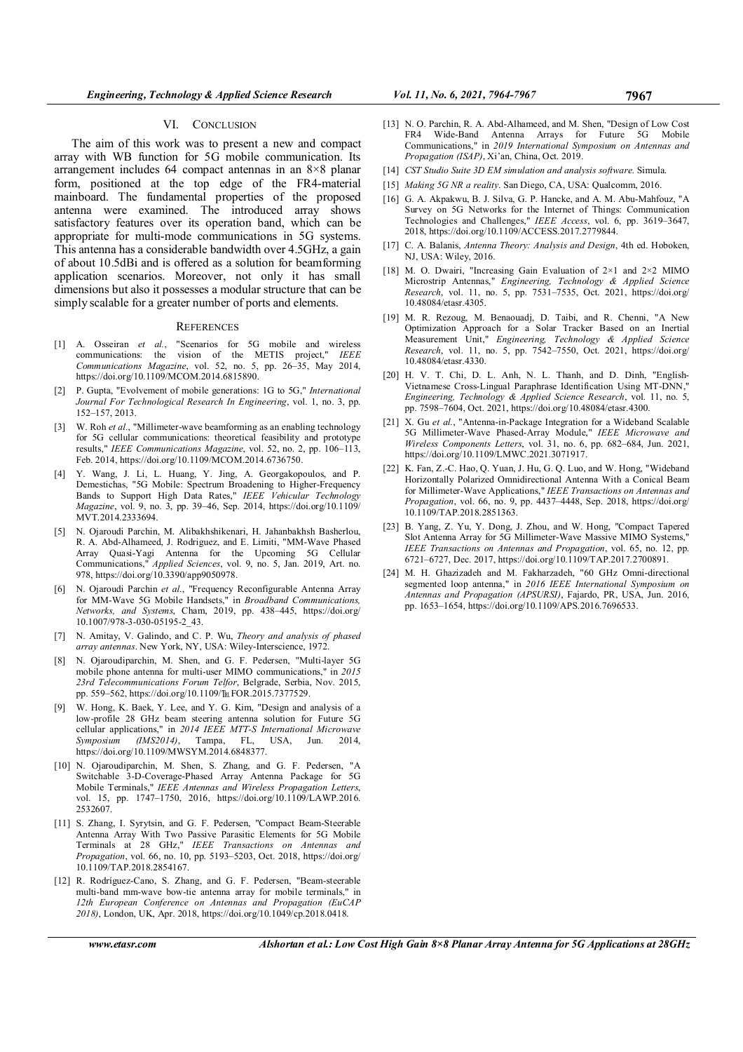## VI. CONCLUSION

The aim of this work was to present a new and compact array with WB function for 5G mobile communication. Its arrangement includes 64 compact antennas in an 8×8 planar form, positioned at the top edge of the FR4-material mainboard. The fundamental properties of the proposed antenna were examined. The introduced array shows satisfactory features over its operation band, which can be appropriate for multi-mode communications in 5G systems. This antenna has a considerable bandwidth over 4.5GHz, a gain of about 10.5dBi and is offered as a solution for beamforming application scenarios. Moreover, not only it has small dimensions but also it possesses a modular structure that can be simply scalable for a greater number of ports and elements.

## REFERENCES

[1] A. Osseiran *et al.*, "Scenarios for 5G mobile and wireless communications: the vision of the METIS project," *IEEE Communications Magazine*, vol. 52, no. 5, pp. 26–35, May 2014, https://doi.org/10.1109/MCOM.2014.6815890.

[2] P. Gupta, "Evolvement of mobile generations: 1G to 5G," *International Journal For Technological Research In Engineering*, vol. 1, no. 3, pp. 152–157, 2013.

[3] W. Roh *et al.*, "Millimeter-wave beamforming as an enabling technology for 5G cellular communications: theoretical feasibility and prototype results," *IEEE Communications Magazine*, vol. 52, no. 2, pp. 106–113, Feb. 2014, https://doi.org/10.1109/MCOM.2014.6736750.

[4] Y. Wang, J. Li, L. Huang, Y. Jing, A. Georgakopoulos, and P. Demestichas, "5G Mobile: Spectrum Broadening to Higher-Frequency Bands to Support High Data Rates," *IEEE Vehicular Technology Magazine*, vol. 9, no. 3, pp. 39–46, Sep. 2014, https://doi.org/10.1109/MVT.2014.2333694.

[5] N. Ojaroudi Parchin, M. Alibakhshikenari, H. Jahanbakhsh Basherlou, R. A. Abd-Alhameed, J. Rodriguez, and E. Limiti, "MM-Wave Phased Array Quasi-Yagi Antenna for the Upcoming 5G Cellular Communications," *Applied Sciences*, vol. 9, no. 5, Jan. 2019, Art. no. 978, https://doi.org/10.3390/app9050978.

[6] N. Ojaroudi Parchin *et al.*, "Frequency Reconfigurable Antenna Array for MM-Wave 5G Mobile Handsets," in *Broadband Communications, Networks, and Systems*, Cham, 2019, pp. 438–445, https://doi.org/10.1007/978-3-030-05195-2_43.

[7] N. Amitay, V. Galindo, and C. P. Wu, *Theory and analysis of phased array antennas*. New York, NY, USA: Wiley-Interscience, 1972.

[8] N. Ojaroudiparchin, M. Shen, and G. F. Pedersen, "Multi-layer 5G mobile phone antenna for multi-user MIMO communications," in *2015 23rd Telecommunications Forum Telfor*, Belgrade, Serbia, Nov. 2015, pp. 559–562, https://doi.org/10.1109/TELFOR.2015.7377529.

[9] W. Hong, K. Baek, Y. Lee, and Y. G. Kim, "Design and analysis of a low-profile 28 GHz beam steering antenna solution for Future 5G cellular applications," in *2014 IEEE MTT-S International Microwave Symposium (IMS2014)*, Tampa, FL, USA, Jun. 2014, https://doi.org/10.1109/MWSYM.2014.6848377.

[10] N. Ojaroudiparchin, M. Shen, S. Zhang, and G. F. Pedersen, "A Switchable 3-D-Coverage-Phased Array Antenna Package for 5G Mobile Terminals," *IEEE Antennas and Wireless Propagation Letters*, vol. 15, pp. 1747–1750, 2016, https://doi.org/10.1109/LAWP.2016.2532607.

[11] S. Zhang, I. Syrytsin, and G. F. Pedersen, "Compact Beam-Steerable Antenna Array With Two Passive Parasitic Elements for 5G Mobile Terminals at 28 GHz," *IEEE Transactions on Antennas and Propagation*, vol. 66, no. 10, pp. 5193–5203, Oct. 2018, https://doi.org/10.1109/TAP.2018.2854167.

[12] R. Rodríguez-Cano, S. Zhang, and G. F. Pedersen, "Beam-steerable multi-band mm-wave bow-tie antenna array for mobile terminals," in *12th European Conference on Antennas and Propagation (EuCAP 2018)*, London, UK, Apr. 2018, https://doi.org/10.1049/cp.2018.0418.

[13] N. O. Parchin, R. A. Abd-Alhameed, and M. Shen, "Design of Low Cost FR4 Wide-Band Antenna Arrays for Future 5G Mobile Communications," in *2019 International Symposium on Antennas and Propagation (ISAP)*, Xi'an, China, Oct. 2019.

[14] *CST Studio Suite 3D EM simulation and analysis software*. Simula.

[15] *Making 5G NR a reality*. San Diego, CA, USA: Qualcomm, 2016.

[16] G. A. Akpakwu, B. J. Silva, G. P. Hancke, and A. M. Abu-Mahfouz, "A Survey on 5G Networks for the Internet of Things: Communication Technologies and Challenges," *IEEE Access*, vol. 6, pp. 3619–3647, 2018, https://doi.org/10.1109/ACCESS.2017.2779844.

[17] C. A. Balanis, *Antenna Theory: Analysis and Design*, 4th ed. Hoboken, NJ, USA: Wiley, 2016.

[18] M. O. Dwairi, "Increasing Gain Evaluation of 2×1 and 2×2 MIMO Microstrip Antennas," *Engineering, Technology & Applied Science Research*, vol. 11, no. 5, pp. 7531–7535, Oct. 2021, https://doi.org/10.48084/etasr.4305.

[19] M. R. Rezoug, M. Benaouadj, D. Taibi, and R. Chenni, "A New Optimization Approach for a Solar Tracker Based on an Inertial Measurement Unit," *Engineering, Technology & Applied Science Research*, vol. 11, no. 5, pp. 7542–7550, Oct. 2021, https://doi.org/10.48084/etasr.4330.

[20] H. V. T. Chi, D. L. Anh, N. L. Thanh, and D. Dinh, "English-Vietnamese Cross-Lingual Paraphrase Identification Using MT-DNN," *Engineering, Technology & Applied Science Research*, vol. 11, no. 5, pp. 7598–7604, Oct. 2021, https://doi.org/10.48084/etasr.4300.

[21] X. Gu *et al.*, "Antenna-in-Package Integration for a Wideband Scalable 5G Millimeter-Wave Phased-Array Module," *IEEE Microwave and Wireless Components Letters*, vol. 31, no. 6, pp. 682–684, Jun. 2021, https://doi.org/10.1109/LMWC.2021.3071917.

[22] K. Fan, Z.-C. Hao, Q. Yuan, J. Hu, G. Q. Luo, and W. Hong, "Wideband Horizontally Polarized Omnidirectional Antenna With a Conical Beam for Millimeter-Wave Applications," *IEEE Transactions on Antennas and Propagation*, vol. 66, no. 9, pp. 4437–4448, Sep. 2018, https://doi.org/10.1109/TAP.2018.2851363.

[23] B. Yang, Z. Yu, Y. Dong, J. Zhou, and W. Hong, "Compact Tapered Slot Antenna Array for 5G Millimeter-Wave Massive MIMO Systems," *IEEE Transactions on Antennas and Propagation*, vol. 65, no. 12, pp. 6721–6727, Dec. 2017, https://doi.org/10.1109/TAP.2017.2700891.

[24] M. H. Ghazizadeh and M. Fakharzadeh, "60 GHz Omni-directional segmented loop antenna," in *2016 IEEE International Symposium on Antennas and Propagation (APSURSI)*, Fajardo, PR, USA, Jun. 2016, pp. 1653–1654, https://doi.org/10.1109/APS.2016.7696533.